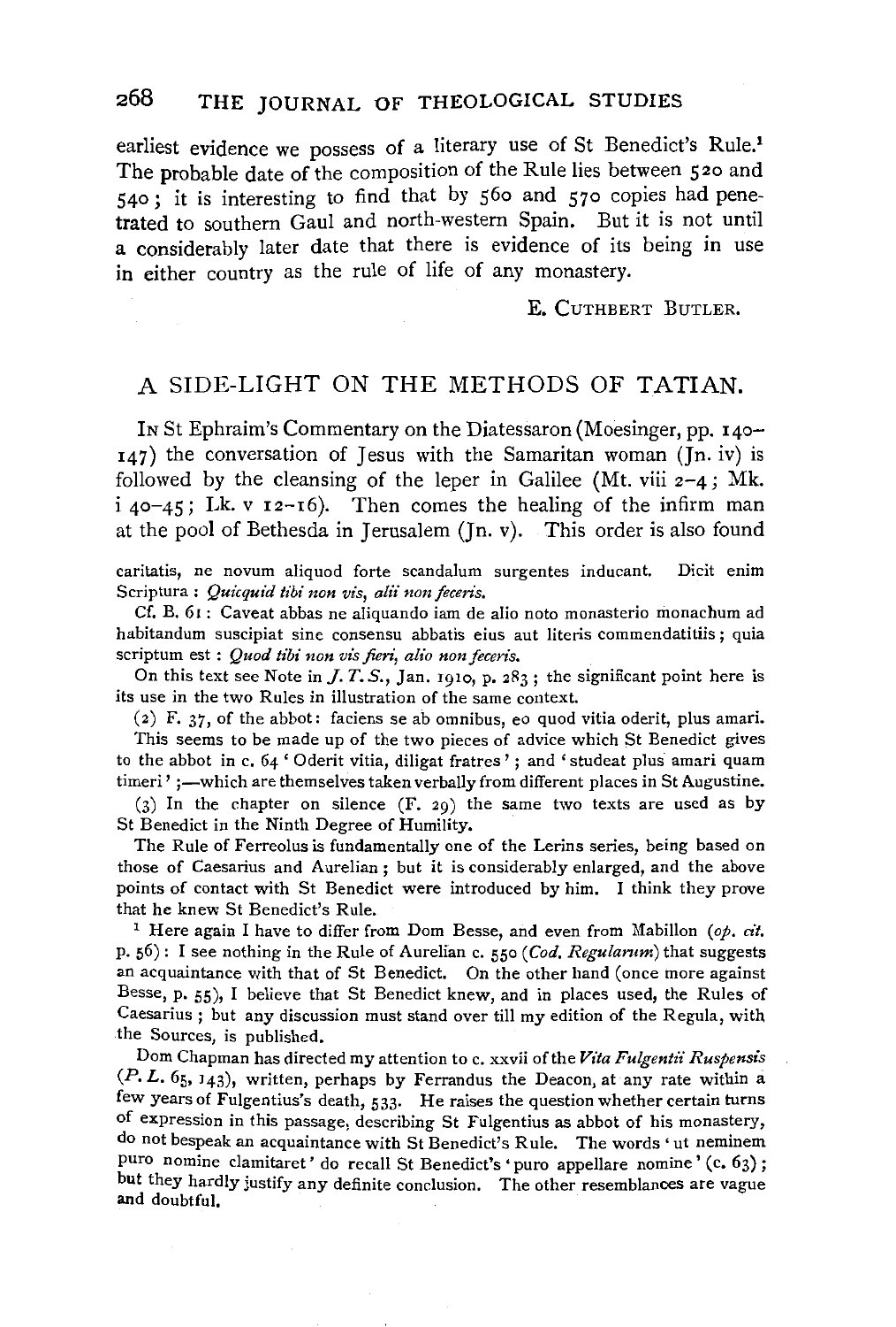earliest evidence we possess of a literary use of St Benedict's Rule.[1] The probable date of the composition of the Rule lies between 520 and 540; it is interesting to find that by 560 and 570 copies had penetrated to southern Gaul and north-western Spain. But it is not until a considerably later date that there is evidence of its being in use in either country as the rule of life of any monastery.

E. CUTHBERT BUTLER.

## A SIDE-LIGHT ON THE METHODS OF TATIAN.

IN St Ephraim's Commentary on the Diatessaron (Moesinger, pp. 140–147) the conversation of Jesus with the Samaritan woman (Jn. iv) is followed by the cleansing of the leper in Galilee (Mt. viii 2–4; Mk. i 40–45; Lk. v 12–16). Then comes the healing of the infirm man at the pool of Bethesda in Jerusalem (Jn. v). This order is also found

---

caritatis, ne novum aliquod forte scandalum surgentes inducant. Dicit enim Scriptura: *Quicquid tibi non vis, alii non feceris.*

Cf. B. 61: Caveat abbas ne aliquando iam de alio noto monasterio monachum ad habitandum suscipiat sine consensu abbatis eius aut literis commendatitiis; quia scriptum est: *Quod tibi non vis fieri, alio non feceris.*

On this text see Note in *J. T. S.*, Jan. 1910, p. 283; the significant point here is its use in the two Rules in illustration of the same context.

(2) F. 37, of the abbot: faciens se ab omnibus, eo quod vitia oderit, plus amari. This seems to be made up of the two pieces of advice which St Benedict gives to the abbot in c. 64 'Oderit vitia, diligat fratres'; and 'studeat plus amari quam timeri';—which are themselves taken verbally from different places in St Augustine.

(3) In the chapter on silence (F. 29) the same two texts are used as by St Benedict in the Ninth Degree of Humility.

The Rule of Ferreolus is fundamentally one of the Lerins series, being based on those of Caesarius and Aurelian; but it is considerably enlarged, and the above points of contact with St Benedict were introduced by him. I think they prove that he knew St Benedict's Rule.

[1] Here again I have to differ from Dom Besse, and even from Mabillon (*op. cit.* p. 56): I see nothing in the Rule of Aurelian c. 550 (*Cod. Regularum*) that suggests an acquaintance with that of St Benedict. On the other hand (once more against Besse, p. 55), I believe that St Benedict knew, and in places used, the Rules of Caesarius; but any discussion must stand over till my edition of the Regula, with the Sources, is published.

Dom Chapman has directed my attention to c. xxvii of the *Vita Fulgentii Ruspensis* (*P. L.* 65, 143), written, perhaps by Ferrandus the Deacon, at any rate within a few years of Fulgentius's death, 533. He raises the question whether certain turns of expression in this passage, describing St Fulgentius as abbot of his monastery, do not bespeak an acquaintance with St Benedict's Rule. The words 'ut neminem puro nomine clamitaret' do recall St Benedict's 'puro appellare nomine' (c. 63); but they hardly justify any definite conclusion. The other resemblances are vague and doubtful.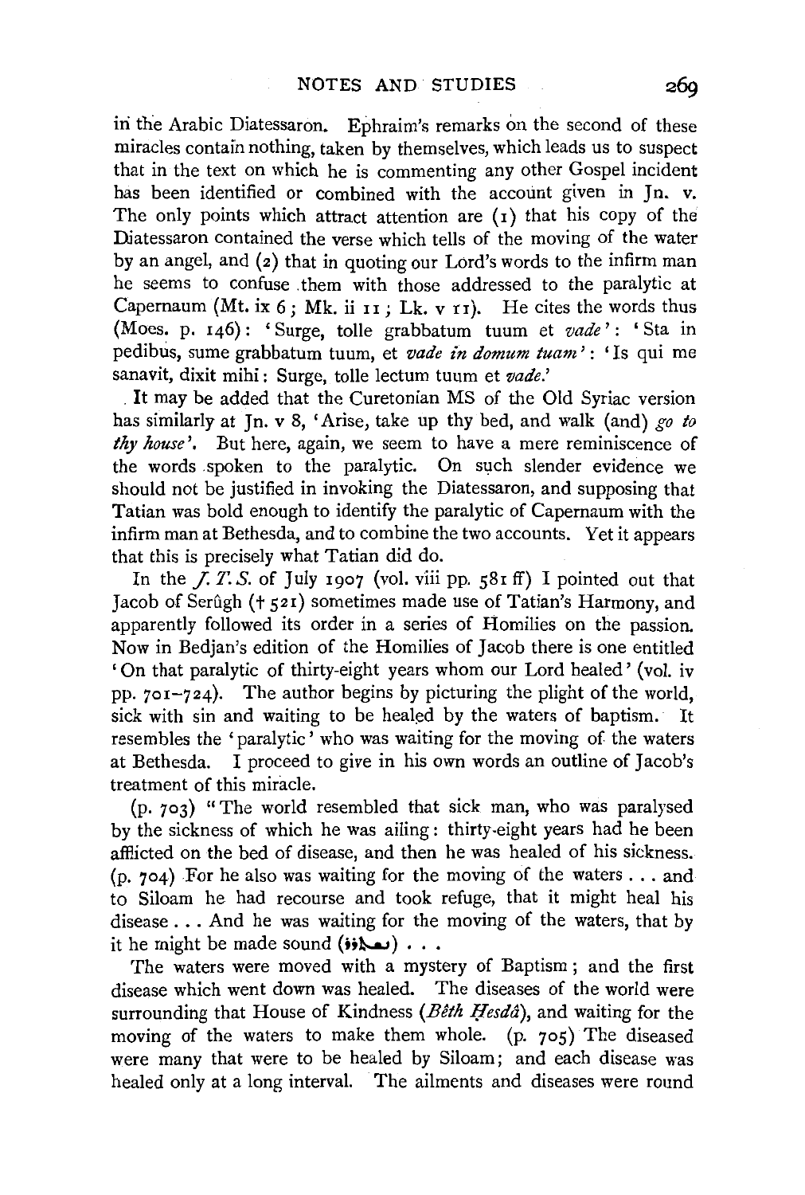in the Arabic Diatessaron. Ephraim's remarks on the second of these miracles contain nothing, taken by themselves, which leads us to suspect that in the text on which he is commenting any other Gospel incident has been identified or combined with the account given in Jn. v. The only points which attract attention are (1) that his copy of the Diatessaron contained the verse which tells of the moving of the water by an angel, and (2) that in quoting our Lord's words to the infirm man he seems to confuse them with those addressed to the paralytic at Capernaum (Mt. ix 6; Mk. ii 11; Lk. v 11). He cites the words thus (Moes. p. 146): 'Surge, tolle grabbatum tuum et *vade*': 'Sta in pedibus, sume grabbatum tuum, et *vade in domum tuam*': 'Is qui me sanavit, dixit mihi: Surge, tolle lectum tuum et *vade*.'

It may be added that the Curetonian MS of the Old Syriac version has similarly at Jn. v 8, 'Arise, take up thy bed, and walk (and) *go to thy house*'. But here, again, we seem to have a mere reminiscence of the words spoken to the paralytic. On such slender evidence we should not be justified in invoking the Diatessaron, and supposing that Tatian was bold enough to identify the paralytic of Capernaum with the infirm man at Bethesda, and to combine the two accounts. Yet it appears that this is precisely what Tatian did do.

In the *J. T. S.* of July 1907 (vol. viii pp. 581 ff) I pointed out that Jacob of Serûgh († 521) sometimes made use of Tatian's Harmony, and apparently followed its order in a series of Homilies on the passion. Now in Bedjan's edition of the Homilies of Jacob there is one entitled 'On that paralytic of thirty-eight years whom our Lord healed' (vol. iv pp. 701–724). The author begins by picturing the plight of the world, sick with sin and waiting to be healed by the waters of baptism. It resembles the 'paralytic' who was waiting for the moving of the waters at Bethesda. I proceed to give in his own words an outline of Jacob's treatment of this miracle.

(p. 703) "The world resembled that sick man, who was paralysed by the sickness of which he was ailing: thirty-eight years had he been afflicted on the bed of disease, and then he was healed of his sickness. (p. 704) For he also was waiting for the moving of the waters . . . and to Siloam he had recourse and took refuge, that it might heal his disease . . . And he was waiting for the moving of the waters, that by it he might be made sound (ܢܬܚܠܡ) . . .

The waters were moved with a mystery of Baptism; and the first disease which went down was healed. The diseases of the world were surrounding that House of Kindness (*Bêth Ḥesdâ*), and waiting for the moving of the waters to make them whole. (p. 705) The diseased were many that were to be healed by Siloam; and each disease was healed only at a long interval. The ailments and diseases were round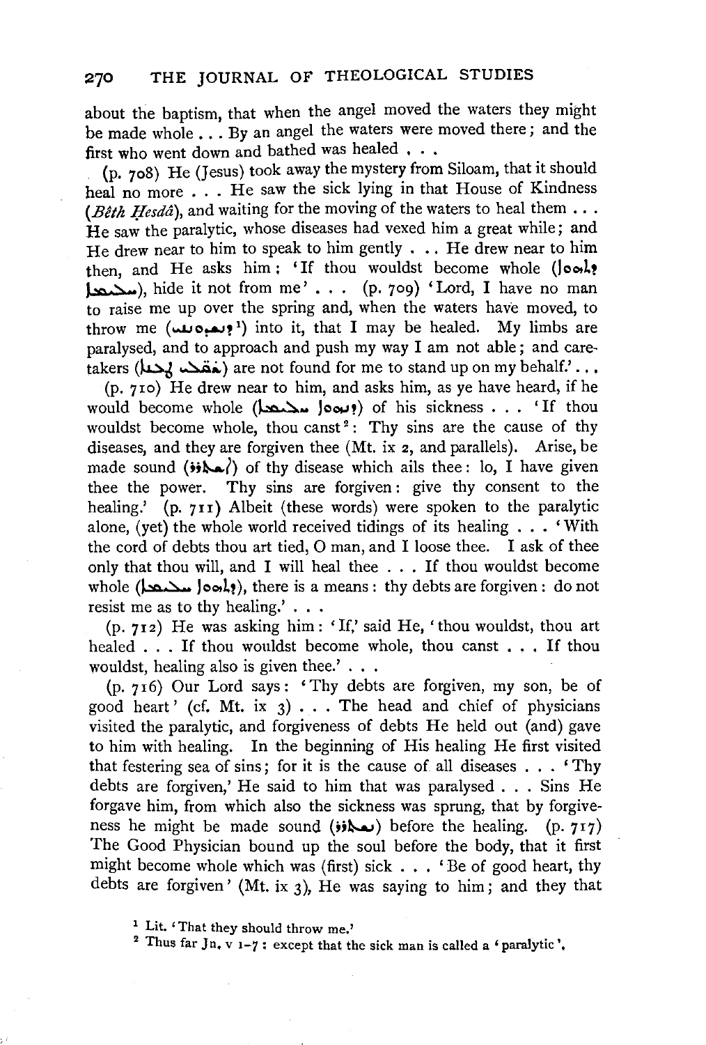about the baptism, that when the angel moved the waters they might be made whole . . . By an angel the waters were moved there; and the first who went down and bathed was healed . . .

(p. 708) He (Jesus) took away the mystery from Siloam, that it should heal no more . . . He saw the sick lying in that House of Kindness (*Bêth Ḥesdâ*), and waiting for the moving of the waters to heal them . . . He saw the paralytic, whose diseases had vexed him a great while; and He drew near to him to speak to him gently . . . He drew near to him then, and He asks him: 'If thou wouldst become whole (ܕܬܗܘܐ ܚܠܝܡܐ), hide it not from me' . . . (p. 709) 'Lord, I have no man to raise me up over the spring and, when the waters have moved, to throw me (ܕܢܪܡܘܢܝ[1]) into it, that I may be healed. My limbs are paralysed, and to approach and push my way I am not able; and caretakers (ܦܩܕܝ ܢܦܫܐ) are not found for me to stand up on my behalf.' . . .

(p. 710) He drew near to him, and asks him, as ye have heard, if he would become whole (ܕܢܗܘܐ ܚܠܝܡܐ) of his sickness . . . 'If thou wouldst become whole, thou canst[2]: Thy sins are the cause of thy diseases, and they are forgiven thee (Mt. ix 2, and parallels). Arise, be made sound (ܐܬܚܠܡ) of thy disease which ails thee: lo, I have given thee the power. Thy sins are forgiven: give thy consent to the healing.' (p. 711) Albeit (these words) were spoken to the paralytic alone, (yet) the whole world received tidings of its healing . . . 'With the cord of debts thou art tied, O man, and I loose thee. I ask of thee only that thou will, and I will heal thee . . . If thou wouldst become whole (ܕܬܗܘܐ ܚܠܝܡܐ), there is a means: thy debts are forgiven: do not resist me as to thy healing.' . . .

(p. 712) He was asking him: 'If,' said He, 'thou wouldst, thou art healed . . . If thou wouldst become whole, thou canst . . . If thou wouldst, healing also is given thee.' . . .

(p. 716) Our Lord says: 'Thy debts are forgiven, my son, be of good heart' (cf. Mt. ix 3) . . . The head and chief of physicians visited the paralytic, and forgiveness of debts He held out (and) gave to him with healing. In the beginning of His healing He first visited that festering sea of sins; for it is the cause of all diseases . . . 'Thy debts are forgiven,' He said to him that was paralysed . . . Sins He forgave him, from which also the sickness was sprung, that by forgiveness he might be made sound (ܢܬܚܠܡ) before the healing. (p. 717) The Good Physician bound up the soul before the body, that it first might become whole which was (first) sick . . . 'Be of good heart, thy debts are forgiven' (Mt. ix 3), He was saying to him; and they that

[1] Lit. 'That they should throw me.'

[2] Thus far Jn. v 1–7: except that the sick man is called a 'paralytic'.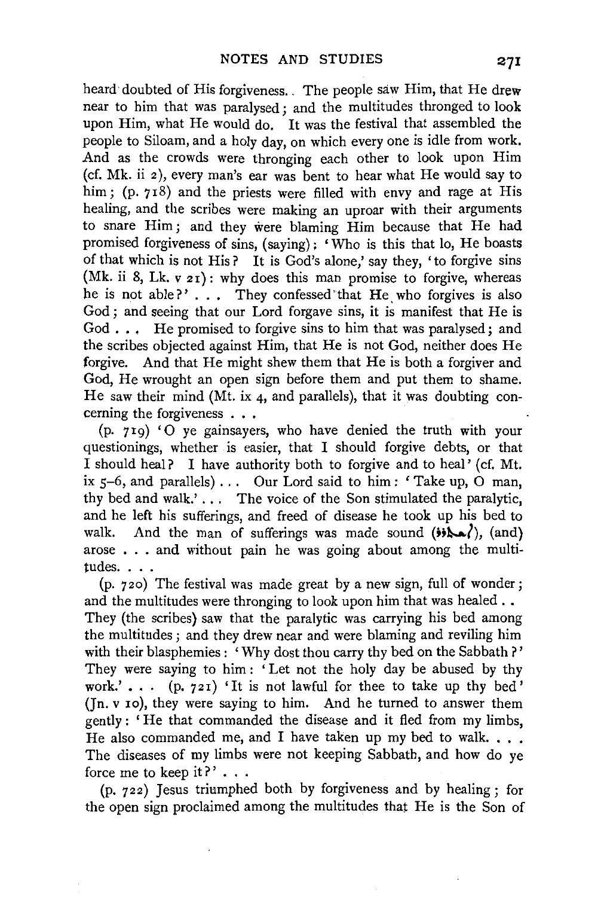heard doubted of His forgiveness. The people saw Him, that He drew near to him that was paralysed; and the multitudes thronged to look upon Him, what He would do. It was the festival that assembled the people to Siloam, and a holy day, on which every one is idle from work. And as the crowds were thronging each other to look upon Him (cf. Mk. ii 2), every man's ear was bent to hear what He would say to him; (p. 718) and the priests were filled with envy and rage at His healing, and the scribes were making an uproar with their arguments to snare Him; and they were blaming Him because that He had promised forgiveness of sins, (saying): 'Who is this that lo, He boasts of that which is not His? It is God's alone,' say they, 'to forgive sins (Mk. ii 8, Lk. v 21): why does this man promise to forgive, whereas he is not able?' . . . They confessed that He who forgives is also God; and seeing that our Lord forgave sins, it is manifest that He is God . . . He promised to forgive sins to him that was paralysed; and the scribes objected against Him, that He is not God, neither does He forgive. And that He might shew them that He is both a forgiver and God, He wrought an open sign before them and put them to shame. He saw their mind (Mt. ix 4, and parallels), that it was doubting concerning the forgiveness . . .

(p. 719) 'O ye gainsayers, who have denied the truth with your questionings, whether is easier, that I should forgive debts, or that I should heal? I have authority both to forgive and to heal' (cf. Mt. ix 5–6, and parallels) . . . Our Lord said to him: 'Take up, O man, thy bed and walk.' . . . The voice of the Son stimulated the paralytic, and he left his sufferings, and freed of disease he took up his bed to walk. And the man of sufferings was made sound (ܐܬܚܠܡ), (and) arose . . . and without pain he was going about among the multitudes. . . .

(p. 720) The festival was made great by a new sign, full of wonder; and the multitudes were thronging to look upon him that was healed . . They (the scribes) saw that the paralytic was carrying his bed among the multitudes; and they drew near and were blaming and reviling him with their blasphemies: 'Why dost thou carry thy bed on the Sabbath?' They were saying to him: 'Let not the holy day be abused by thy work.' . . . (p. 721) 'It is not lawful for thee to take up thy bed' (Jn. v 10), they were saying to him. And he turned to answer them gently: 'He that commanded the disease and it fled from my limbs, He also commanded me, and I have taken up my bed to walk. . . . The diseases of my limbs were not keeping Sabbath, and how do ye force me to keep it?' . . .

(p. 722) Jesus triumphed both by forgiveness and by healing; for the open sign proclaimed among the multitudes that He is the Son of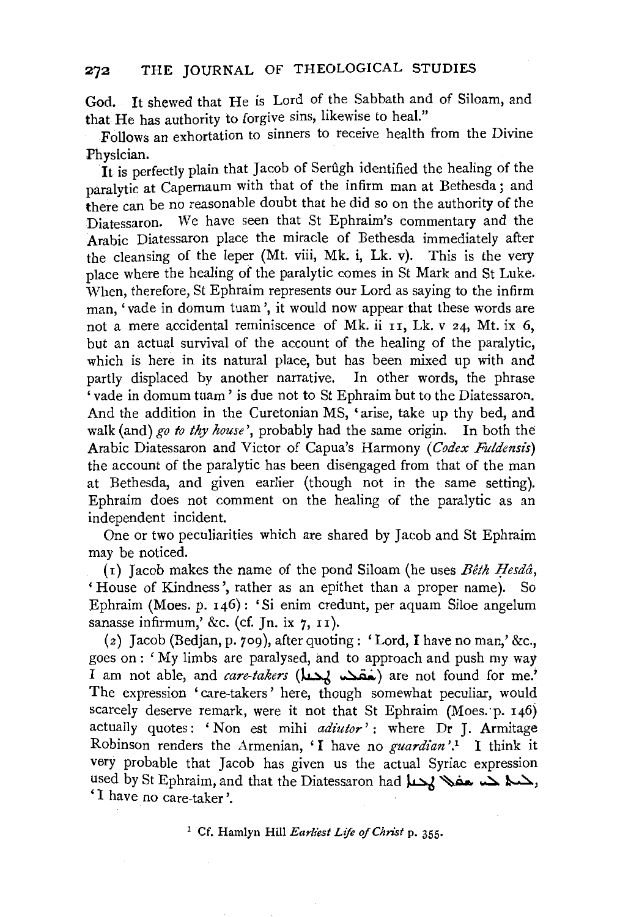God. It shewed that He is Lord of the Sabbath and of Siloam, and that He has authority to forgive sins, likewise to heal."

Follows an exhortation to sinners to receive health from the Divine Physician.

It is perfectly plain that Jacob of Serûgh identified the healing of the paralytic at Capernaum with that of the infirm man at Bethesda; and there can be no reasonable doubt that he did so on the authority of the Diatessaron. We have seen that St Ephraim's commentary and the Arabic Diatessaron place the miracle of Bethesda immediately after the cleansing of the leper (Mt. viii, Mk. i, Lk. v). This is the very place where the healing of the paralytic comes in St Mark and St Luke. When, therefore, St Ephraim represents our Lord as saying to the infirm man, 'vade in domum tuam', it would now appear that these words are not a mere accidental reminiscence of Mk. ii 11, Lk. v 24, Mt. ix 6, but an actual survival of the account of the healing of the paralytic, which is here in its natural place, but has been mixed up with and partly displaced by another narrative. In other words, the phrase 'vade in domum tuam' is due not to St Ephraim but to the Diatessaron. And the addition in the Curetonian MS, 'arise, take up thy bed, and walk (and) *go to thy house*', probably had the same origin. In both the Arabic Diatessaron and Victor of Capua's Harmony (*Codex Fuldensis*) the account of the paralytic has been disengaged from that of the man at Bethesda, and given earlier (though not in the same setting). Ephraim does not comment on the healing of the paralytic as an independent incident.

One or two peculiarities which are shared by Jacob and St Ephraim may be noticed.

(1) Jacob makes the name of the pond Siloam (he uses *Bêth Ḥesdâ*, 'House of Kindness', rather as an epithet than a proper name). So Ephraim (Moes. p. 146): 'Si enim credunt, per aquam Siloe angelum sanasse infirmum,' &c. (cf. Jn. ix 7, 11).

(2) Jacob (Bedjan, p. 709), after quoting: 'Lord, I have no man,' &c., goes on: 'My limbs are paralysed, and to approach and push my way I am not able, and *care-takers* (ܡܦܩܚܢܐ ܠܐ) are not found for me.' The expression 'care-takers' here, though somewhat peculiar, would scarcely deserve remark, were it not that St Ephraim (Moes. p. 146) actually quotes: 'Non est mihi *adiutor*': where Dr J. Armitage Robinson renders the Armenian, 'I have no *guardian*'.[1] I think it very probable that Jacob has given us the actual Syriac expression used by St Ephraim, and that the Diatessaron had ܠܝܬ ܠܝ ܡܦܩܚܢܐ, 'I have no care-taker'.

[1] Cf. Hamlyn Hill *Earliest Life of Christ* p. 355.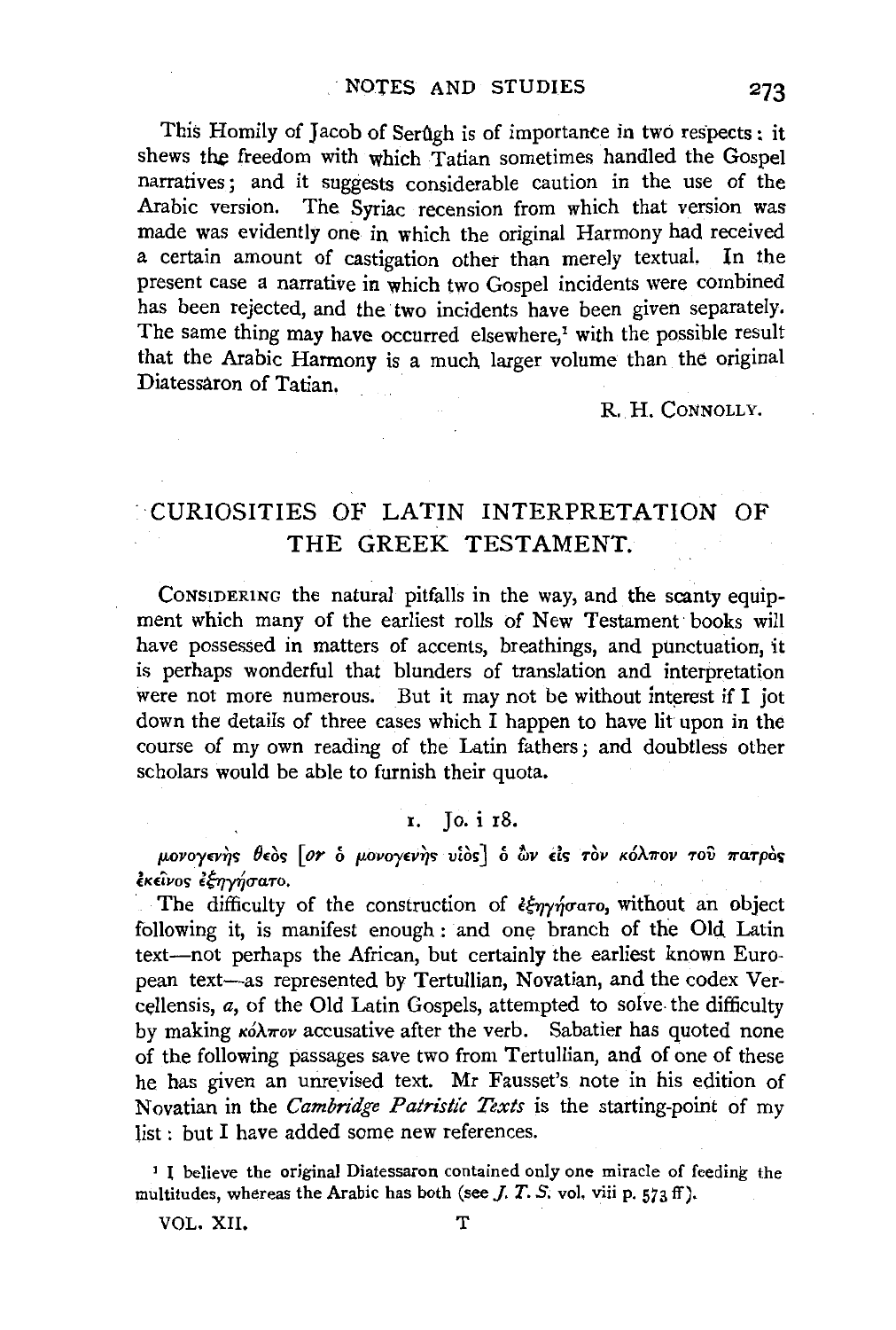This Homily of Jacob of Serûgh is of importance in two respects: it shews the freedom with which Tatian sometimes handled the Gospel narratives; and it suggests considerable caution in the use of the Arabic version. The Syriac recension from which that version was made was evidently one in which the original Harmony had received a certain amount of castigation other than merely textual. In the present case a narrative in which two Gospel incidents were combined has been rejected, and the two incidents have been given separately. The same thing may have occurred elsewhere,[1] with the possible result that the Arabic Harmony is a much larger volume than the original Diatessaron of Tatian.

R. H. CONNOLLY.

## CURIOSITIES OF LATIN INTERPRETATION OF THE GREEK TESTAMENT.

CONSIDERING the natural pitfalls in the way, and the scanty equipment which many of the earliest rolls of New Testament books will have possessed in matters of accents, breathings, and punctuation, it is perhaps wonderful that blunders of translation and interpretation were not more numerous. But it may not be without interest if I jot down the details of three cases which I happen to have lit upon in the course of my own reading of the Latin fathers; and doubtless other scholars would be able to furnish their quota.

### 1. Jo. i 18.

*μονογενὴς θεὸς [or ὁ μονογενὴς υἱὸς] ὁ ὢν εἰς τὸν κόλπον τοῦ πατρὸς ἐκεῖνος ἐξηγήσατο.*

The difficulty of the construction of *ἐξηγήσατο*, without an object following it, is manifest enough: and one branch of the Old Latin text—not perhaps the African, but certainly the earliest known European text—as represented by Tertullian, Novatian, and the codex Vercellensis, *a*, of the Old Latin Gospels, attempted to solve the difficulty by making *κόλπον* accusative after the verb. Sabatier has quoted none of the following passages save two from Tertullian, and of one of these he has given an unrevised text. Mr Fausset's note in his edition of Novatian in the *Cambridge Patristic Texts* is the starting-point of my list: but I have added some new references.

[1] I believe the original Diatessaron contained only one miracle of feeding the multitudes, whereas the Arabic has both (see *J. T. S.* vol. viii p. 573 ff).